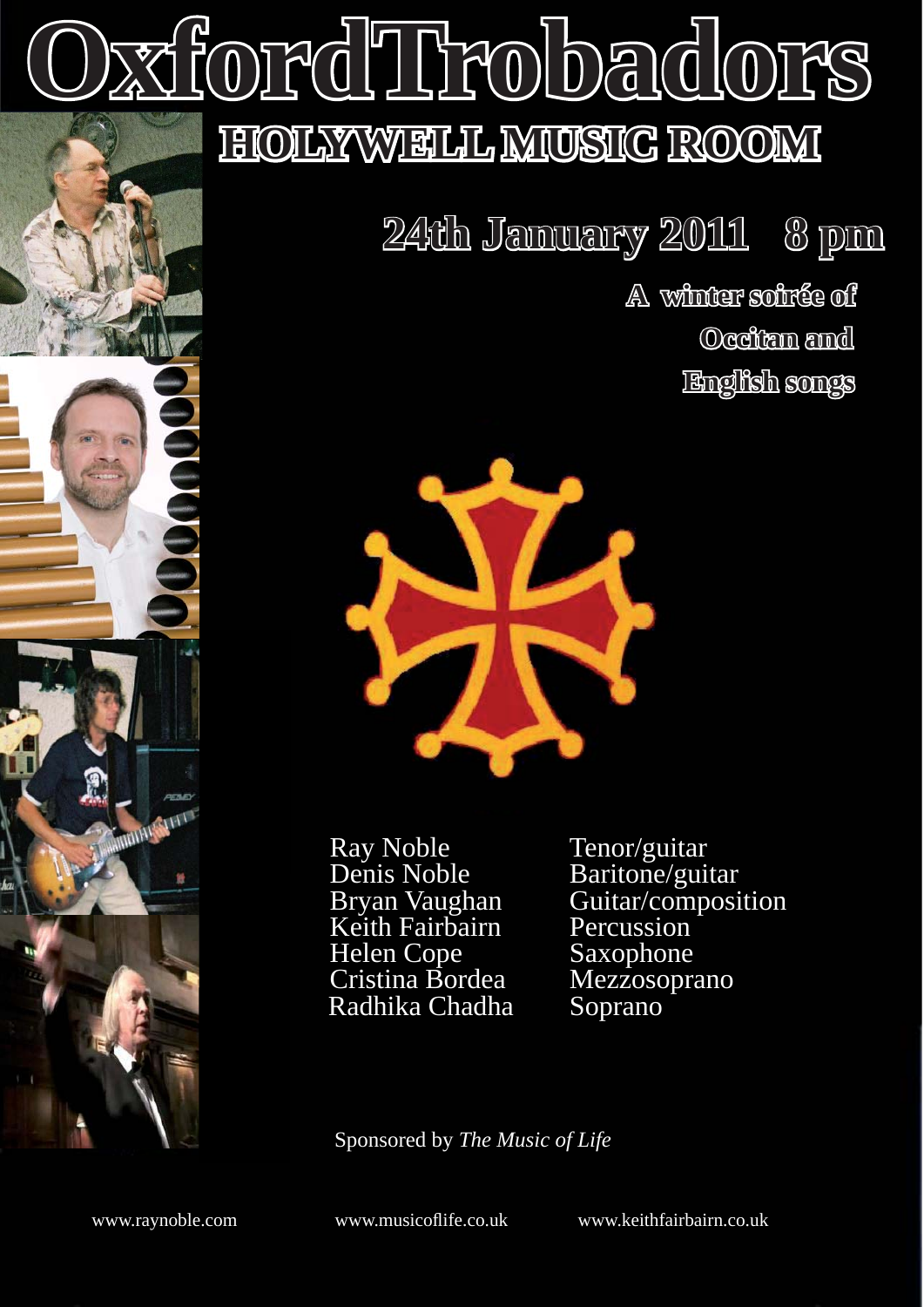# OxfordTrobadors

## HOLYWELL MUSIC ROOM

## 24th January 2011 8 pm

**A winter soirée of Occitan and English songs**

| | |
|---|---|
| Ray Noble | Tenor/guitar |
| Denis Noble | Baritone/guitar |
| Bryan Vaughan | Guitar/composition |
| Keith Fairbairn | Percussion |
| Helen Cope | Saxophone |
| Cristina Bordea | Mezzosoprano |
| Radhika Chadha | Soprano |

Sponsored by *The Music of Life*

www.raynoble.com www.musicoflife.co.uk www.keithfairbairn.co.uk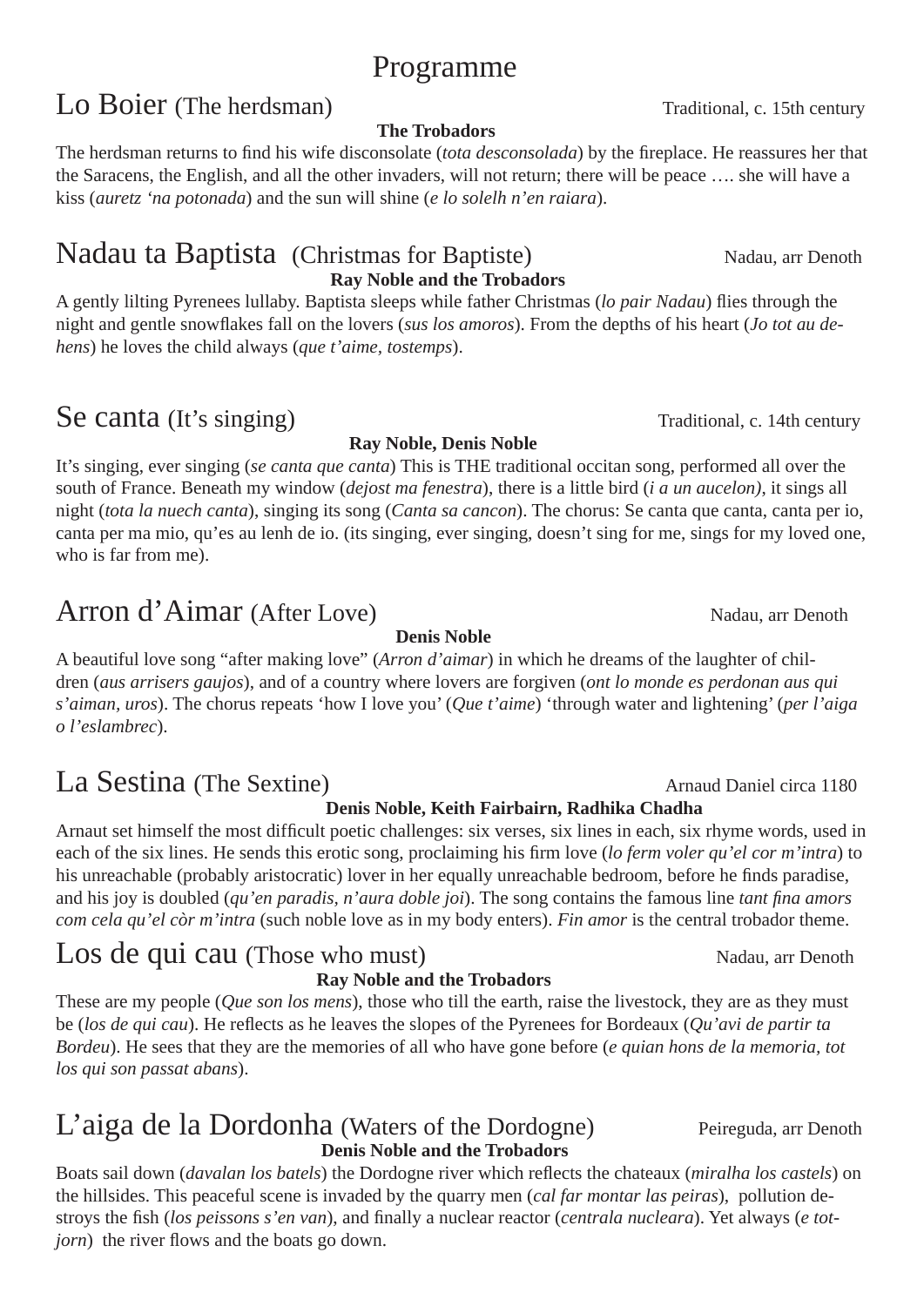# Programme

## Lo Boier (The herdsman)

Traditional, c. 15th century

**The Trobadors**

The herdsman returns to find his wife disconsolate (*tota desconsolada*) by the fireplace. He reassures her that the Saracens, the English, and all the other invaders, will not return; there will be peace …. she will have a kiss (*auretz 'na potonada*) and the sun will shine (*e lo solelh n'en raiara*).

## Nadau ta Baptista (Christmas for Baptiste)

Nadau, arr Denoth

**Ray Noble and the Trobadors**

A gently lilting Pyrenees lullaby. Baptista sleeps while father Christmas (*lo pair Nadau*) flies through the night and gentle snowflakes fall on the lovers (*sus los amoros*). From the depths of his heart (*Jo tot au dehens*) he loves the child always (*que t'aime, tostemps*).

## Se canta (It's singing)

Traditional, c. 14th century

**Ray Noble, Denis Noble**

It's singing, ever singing (*se canta que canta*) This is THE traditional occitan song, performed all over the south of France. Beneath my window (*dejost ma fenestra*), there is a little bird (*i a un aucelon)*, it sings all night (*tota la nuech canta*), singing its song (*Canta sa cancon*). The chorus: Se canta que canta, canta per io, canta per ma mio, qu'es au lenh de io. (its singing, ever singing, doesn't sing for me, sings for my loved one, who is far from me).

## Arron d'Aimar (After Love)

Nadau, arr Denoth

**Denis Noble**

A beautiful love song "after making love" (*Arron d'aimar*) in which he dreams of the laughter of children (*aus arrisers gaujos*), and of a country where lovers are forgiven (*ont lo monde es perdonan aus qui s'aiman, uros*). The chorus repeats 'how I love you' (*Que t'aime*) 'through water and lightening' (*per l'aiga o l'eslambrec*).

## La Sestina (The Sextine)

Arnaud Daniel circa 1180

**Denis Noble, Keith Fairbairn, Radhika Chadha**

Arnaut set himself the most difficult poetic challenges: six verses, six lines in each, six rhyme words, used in each of the six lines. He sends this erotic song, proclaiming his firm love (*lo ferm voler qu'el cor m'intra*) to his unreachable (probably aristocratic) lover in her equally unreachable bedroom, before he finds paradise, and his joy is doubled (*qu'en paradis, n'aura doble joi*). The song contains the famous line *tant fina amors com cela qu'el còr m'intra* (such noble love as in my body enters). *Fin amor* is the central trobador theme.

## Los de qui cau (Those who must)

Nadau, arr Denoth

**Ray Noble and the Trobadors**

These are my people (*Que son los mens*), those who till the earth, raise the livestock, they are as they must be (*los de qui cau*). He reflects as he leaves the slopes of the Pyrenees for Bordeaux (*Qu'avi de partir ta Bordeu*). He sees that they are the memories of all who have gone before (*e quian hons de la memoria, tot los qui son passat abans*).

## L'aiga de la Dordonha (Waters of the Dordogne)

Peireguda, arr Denoth

**Denis Noble and the Trobadors**

Boats sail down (*davalan los batels*) the Dordogne river which reflects the chateaux (*miralha los castels*) on the hillsides. This peaceful scene is invaded by the quarry men (*cal far montar las peiras*), pollution destroys the fish (*los peissons s'en van*), and finally a nuclear reactor (*centrala nucleara*). Yet always (*e totjorn*) the river flows and the boats go down.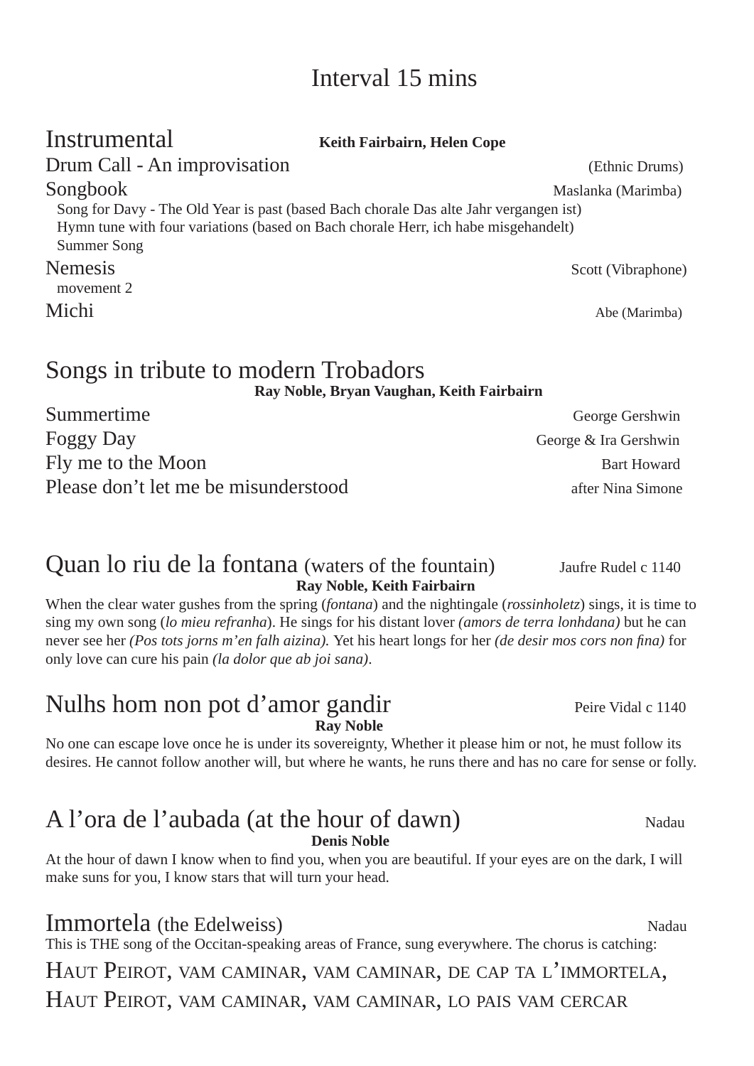# Interval 15 mins

## Instrumental

**Keith Fairbairn, Helen Cope**

Drum Call - An improvisation (Ethnic Drums)

Songbook Maslanka (Marimba)

- Song for Davy - The Old Year is past (based Bach chorale Das alte Jahr vergangen ist)
- Hymn tune with four variations (based on Bach chorale Herr, ich habe misgehandelt)
- Summer Song

Nemesis Scott (Vibraphone)

- movement 2

Michi Abe (Marimba)

## Songs in tribute to modern Trobadors

**Ray Noble, Bryan Vaughan, Keith Fairbairn**

Summertime George Gershwin

Foggy Day George & Ira Gershwin

Fly me to the Moon Bart Howard

Please don't let me be misunderstood after Nina Simone

## Quan lo riu de la fontana (waters of the fountain) Jaufre Rudel c 1140

**Ray Noble, Keith Fairbairn**

When the clear water gushes from the spring (*fontana*) and the nightingale (*rossinholetz*) sings, it is time to sing my own song (*lo mieu refranha*). He sings for his distant lover *(amors de terra lonhdana)* but he can never see her *(Pos tots jorns m'en falh aizina).* Yet his heart longs for her *(de desir mos cors non fina)* for only love can cure his pain *(la dolor que ab joi sana)*.

## Nulhs hom non pot d'amor gandir Peire Vidal c 1140

**Ray Noble**

No one can escape love once he is under its sovereignty, Whether it please him or not, he must follow its desires. He cannot follow another will, but where he wants, he runs there and has no care for sense or folly.

## A l'ora de l'aubada (at the hour of dawn) Nadau

**Denis Noble**

At the hour of dawn I know when to find you, when you are beautiful. If your eyes are on the dark, I will make suns for you, I know stars that will turn your head.

## Immortela (the Edelweiss) Nadau

This is THE song of the Occitan-speaking areas of France, sung everywhere. The chorus is catching:

HAUT PEIROT, VAM CAMINAR, VAM CAMINAR, DE CAP TA L'IMMORTELA,
HAUT PEIROT, VAM CAMINAR, VAM CAMINAR, LO PAIS VAM CERCAR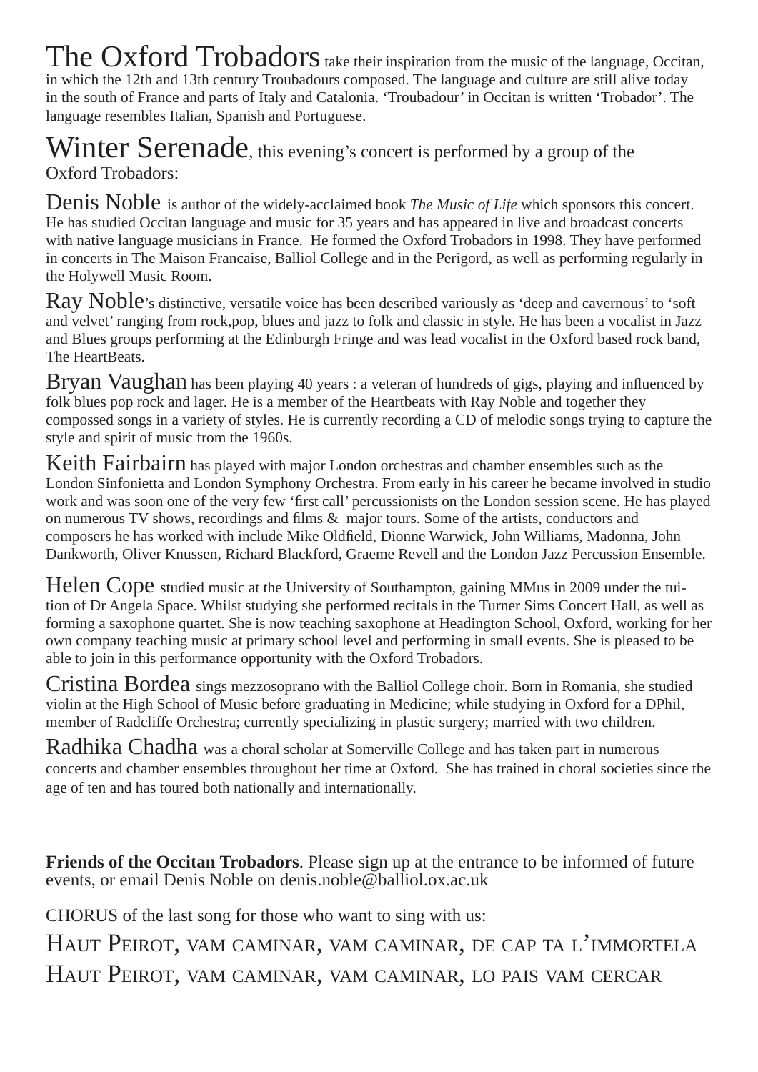**The Oxford Trobadors** take their inspiration from the music of the language, Occitan, in which the 12th and 13th century Troubadours composed. The language and culture are still alive today in the south of France and parts of Italy and Catalonia. 'Troubadour' in Occitan is written 'Trobador'. The language resembles Italian, Spanish and Portuguese.

**Winter Serenade**, this evening's concert is performed by a group of the Oxford Trobadors:

**Denis Noble** is author of the widely-acclaimed book *The Music of Life* which sponsors this concert. He has studied Occitan language and music for 35 years and has appeared in live and broadcast concerts with native language musicians in France. He formed the Oxford Trobadors in 1998. They have performed in concerts in The Maison Francaise, Balliol College and in the Perigord, as well as performing regularly in the Holywell Music Room.

**Ray Noble**'s distinctive, versatile voice has been described variously as 'deep and cavernous' to 'soft and velvet' ranging from rock,pop, blues and jazz to folk and classic in style. He has been a vocalist in Jazz and Blues groups performing at the Edinburgh Fringe and was lead vocalist in the Oxford based rock band, The HeartBeats.

**Bryan Vaughan** has been playing 40 years : a veteran of hundreds of gigs, playing and influenced by folk blues pop rock and lager. He is a member of the Heartbeats with Ray Noble and together they compossed songs in a variety of styles. He is currently recording a CD of melodic songs trying to capture the style and spirit of music from the 1960s.

**Keith Fairbairn** has played with major London orchestras and chamber ensembles such as the London Sinfonietta and London Symphony Orchestra. From early in his career he became involved in studio work and was soon one of the very few 'first call' percussionists on the London session scene. He has played on numerous TV shows, recordings and films & major tours. Some of the artists, conductors and composers he has worked with include Mike Oldfield, Dionne Warwick, John Williams, Madonna, John Dankworth, Oliver Knussen, Richard Blackford, Graeme Revell and the London Jazz Percussion Ensemble.

**Helen Cope** studied music at the University of Southampton, gaining MMus in 2009 under the tuition of Dr Angela Space. Whilst studying she performed recitals in the Turner Sims Concert Hall, as well as forming a saxophone quartet. She is now teaching saxophone at Headington School, Oxford, working for her own company teaching music at primary school level and performing in small events. She is pleased to be able to join in this performance opportunity with the Oxford Trobadors.

**Cristina Bordea** sings mezzosoprano with the Balliol College choir. Born in Romania, she studied violin at the High School of Music before graduating in Medicine; while studying in Oxford for a DPhil, member of Radcliffe Orchestra; currently specializing in plastic surgery; married with two children.

**Radhika Chadha** was a choral scholar at Somerville College and has taken part in numerous concerts and chamber ensembles throughout her time at Oxford. She has trained in choral societies since the age of ten and has toured both nationally and internationally.

**Friends of the Occitan Trobadors**. Please sign up at the entrance to be informed of future events, or email Denis Noble on denis.noble@balliol.ox.ac.uk

CHORUS of the last song for those who want to sing with us:

HAUT PEIROT, VAM CAMINAR, VAM CAMINAR, DE CAP TA L'IMMORTELA
HAUT PEIROT, VAM CAMINAR, VAM CAMINAR, LO PAIS VAM CERCAR